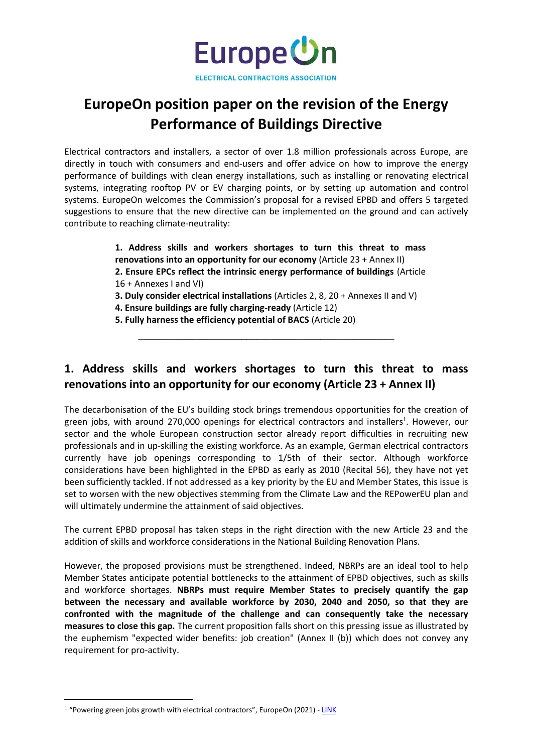EuropeOn

ELECTRICAL CONTRACTORS ASSOCIATION

# EuropeOn position paper on the revision of the Energy Performance of Buildings Directive

Electrical contractors and installers, a sector of over 1.8 million professionals across Europe, are directly in touch with consumers and end-users and offer advice on how to improve the energy performance of buildings with clean energy installations, such as installing or renovating electrical systems, integrating rooftop PV or EV charging points, or by setting up automation and control systems. EuropeOn welcomes the Commission's proposal for a revised EPBD and offers 5 targeted suggestions to ensure that the new directive can be implemented on the ground and can actively contribute to reaching climate-neutrality:

1. **Address skills and workers shortages to turn this threat to mass renovations into an opportunity for our economy** (Article 23 + Annex II)
2. **Ensure EPCs reflect the intrinsic energy performance of buildings** (Article 16 + Annexes I and VI)
3. **Duly consider electrical installations** (Articles 2, 8, 20 + Annexes II and V)
4. **Ensure buildings are fully charging-ready** (Article 12)
5. **Fully harness the efficiency potential of BACS** (Article 20)

---

## 1. Address skills and workers shortages to turn this threat to mass renovations into an opportunity for our economy (Article 23 + Annex II)

The decarbonisation of the EU's building stock brings tremendous opportunities for the creation of green jobs, with around 270,000 openings for electrical contractors and installers[1]. However, our sector and the whole European construction sector already report difficulties in recruiting new professionals and in up-skilling the existing workforce. As an example, German electrical contractors currently have job openings corresponding to 1/5th of their sector. Although workforce considerations have been highlighted in the EPBD as early as 2010 (Recital 56), they have not yet been sufficiently tackled. If not addressed as a key priority by the EU and Member States, this issue is set to worsen with the new objectives stemming from the Climate Law and the REPowerEU plan and will ultimately undermine the attainment of said objectives.

The current EPBD proposal has taken steps in the right direction with the new Article 23 and the addition of skills and workforce considerations in the National Building Renovation Plans.

However, the proposed provisions must be strengthened. Indeed, NBRPs are an ideal tool to help Member States anticipate potential bottlenecks to the attainment of EPBD objectives, such as skills and workforce shortages. **NBRPs must require Member States to precisely quantify the gap between the necessary and available workforce by 2030, 2040 and 2050, so that they are confronted with the magnitude of the challenge and can consequently take the necessary measures to close this gap.** The current proposition falls short on this pressing issue as illustrated by the euphemism "expected wider benefits: job creation" (Annex II (b)) which does not convey any requirement for pro-activity.

[1] "Powering green jobs growth with electrical contractors", EuropeOn (2021) - LINK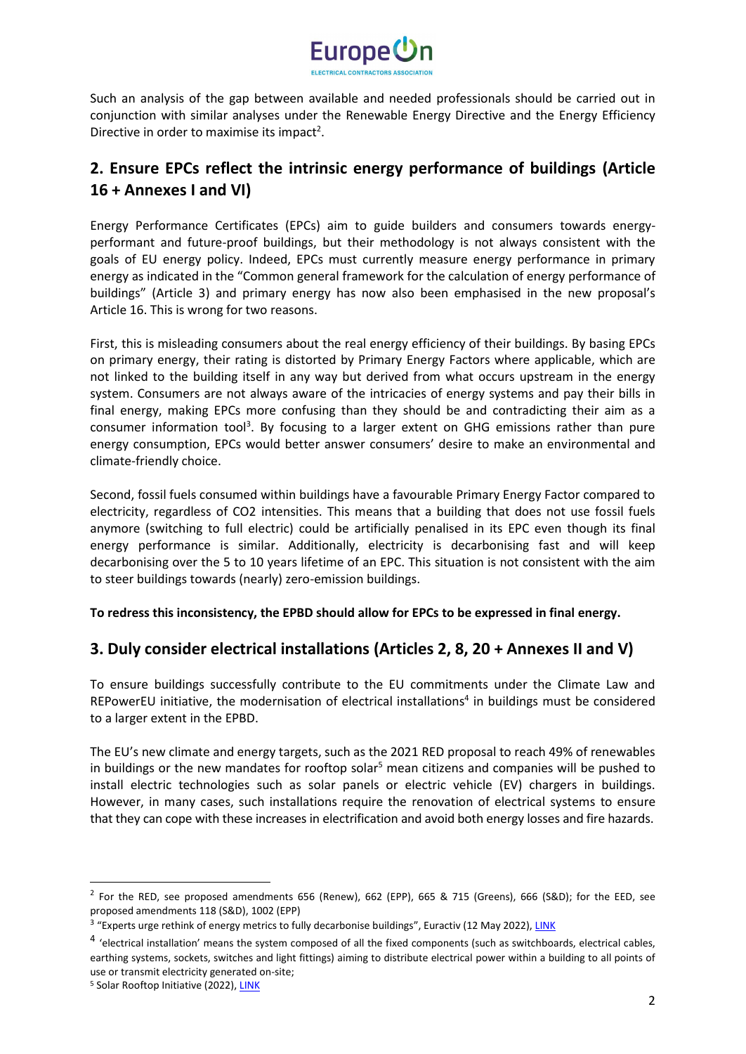Such an analysis of the gap between available and needed professionals should be carried out in conjunction with similar analyses under the Renewable Energy Directive and the Energy Efficiency Directive in order to maximise its impact[2].

## 2. Ensure EPCs reflect the intrinsic energy performance of buildings (Article 16 + Annexes I and VI)

Energy Performance Certificates (EPCs) aim to guide builders and consumers towards energy-performant and future-proof buildings, but their methodology is not always consistent with the goals of EU energy policy. Indeed, EPCs must currently measure energy performance in primary energy as indicated in the "Common general framework for the calculation of energy performance of buildings" (Article 3) and primary energy has now also been emphasised in the new proposal's Article 16. This is wrong for two reasons.

First, this is misleading consumers about the real energy efficiency of their buildings. By basing EPCs on primary energy, their rating is distorted by Primary Energy Factors where applicable, which are not linked to the building itself in any way but derived from what occurs upstream in the energy system. Consumers are not always aware of the intricacies of energy systems and pay their bills in final energy, making EPCs more confusing than they should be and contradicting their aim as a consumer information tool[3]. By focusing to a larger extent on GHG emissions rather than pure energy consumption, EPCs would better answer consumers' desire to make an environmental and climate-friendly choice.

Second, fossil fuels consumed within buildings have a favourable Primary Energy Factor compared to electricity, regardless of $CO_2$ intensities. This means that a building that does not use fossil fuels anymore (switching to full electric) could be artificially penalised in its EPC even though its final energy performance is similar. Additionally, electricity is decarbonising fast and will keep decarbonising over the 5 to 10 years lifetime of an EPC. This situation is not consistent with the aim to steer buildings towards (nearly) zero-emission buildings.

**To redress this inconsistency, the EPBD should allow for EPCs to be expressed in final energy.**

## 3. Duly consider electrical installations (Articles 2, 8, 20 + Annexes II and V)

To ensure buildings successfully contribute to the EU commitments under the Climate Law and REPowerEU initiative, the modernisation of electrical installations[4] in buildings must be considered to a larger extent in the EPBD.

The EU's new climate and energy targets, such as the 2021 RED proposal to reach 49% of renewables in buildings or the new mandates for rooftop solar[5] mean citizens and companies will be pushed to install electric technologies such as solar panels or electric vehicle (EV) chargers in buildings. However, in many cases, such installations require the renovation of electrical systems to ensure that they can cope with these increases in electrification and avoid both energy losses and fire hazards.

---

[2] For the RED, see proposed amendments 656 (Renew), 662 (EPP), 665 & 715 (Greens), 666 (S&D); for the EED, see proposed amendments 118 (S&D), 1002 (EPP)

[3] "Experts urge rethink of energy metrics to fully decarbonise buildings", Euractiv (12 May 2022), LINK

[4] 'electrical installation' means the system composed of all the fixed components (such as switchboards, electrical cables, earthing systems, sockets, switches and light fittings) aiming to distribute electrical power within a building to all points of use or transmit electricity generated on-site;

[5] Solar Rooftop Initiative (2022), LINK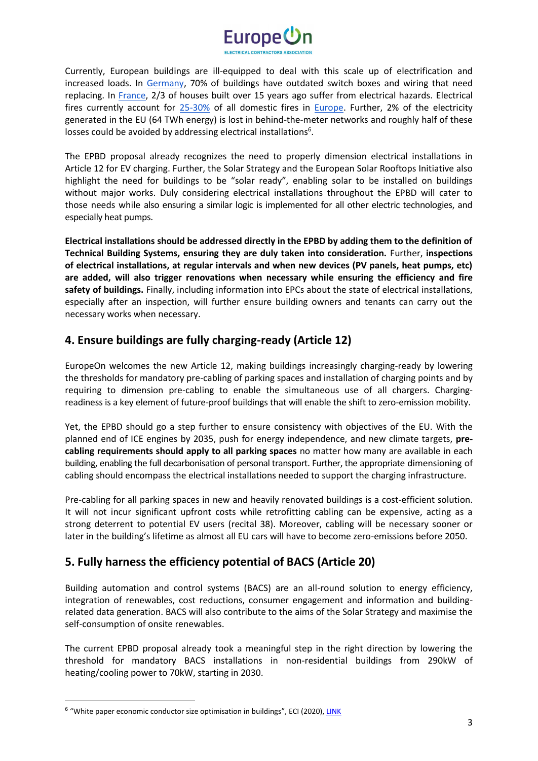Currently, European buildings are ill-equipped to deal with this scale up of electrification and increased loads. In Germany, 70% of buildings have outdated switch boxes and wiring that need replacing. In France, 2/3 of houses built over 15 years ago suffer from electrical hazards. Electrical fires currently account for 25-30% of all domestic fires in Europe. Further, 2% of the electricity generated in the EU (64 TWh energy) is lost in behind-the-meter networks and roughly half of these losses could be avoided by addressing electrical installations[6].

The EPBD proposal already recognizes the need to properly dimension electrical installations in Article 12 for EV charging. Further, the Solar Strategy and the European Solar Rooftops Initiative also highlight the need for buildings to be "solar ready", enabling solar to be installed on buildings without major works. Duly considering electrical installations throughout the EPBD will cater to those needs while also ensuring a similar logic is implemented for all other electric technologies, and especially heat pumps.

**Electrical installations should be addressed directly in the EPBD by adding them to the definition of Technical Building Systems, ensuring they are duly taken into consideration.** Further, **inspections of electrical installations, at regular intervals and when new devices (PV panels, heat pumps, etc) are added, will also trigger renovations when necessary while ensuring the efficiency and fire safety of buildings.** Finally, including information into EPCs about the state of electrical installations, especially after an inspection, will further ensure building owners and tenants can carry out the necessary works when necessary.

## 4. Ensure buildings are fully charging-ready (Article 12)

EuropeOn welcomes the new Article 12, making buildings increasingly charging-ready by lowering the thresholds for mandatory pre-cabling of parking spaces and installation of charging points and by requiring to dimension pre-cabling to enable the simultaneous use of all chargers. Charging-readiness is a key element of future-proof buildings that will enable the shift to zero-emission mobility.

Yet, the EPBD should go a step further to ensure consistency with objectives of the EU. With the planned end of ICE engines by 2035, push for energy independence, and new climate targets, **pre-cabling requirements should apply to all parking spaces** no matter how many are available in each building, enabling the full decarbonisation of personal transport. Further, the appropriate dimensioning of cabling should encompass the electrical installations needed to support the charging infrastructure.

Pre-cabling for all parking spaces in new and heavily renovated buildings is a cost-efficient solution. It will not incur significant upfront costs while retrofitting cabling can be expensive, acting as a strong deterrent to potential EV users (recital 38). Moreover, cabling will be necessary sooner or later in the building's lifetime as almost all EU cars will have to become zero-emissions before 2050.

## 5. Fully harness the efficiency potential of BACS (Article 20)

Building automation and control systems (BACS) are an all-round solution to energy efficiency, integration of renewables, cost reductions, consumer engagement and information and building-related data generation. BACS will also contribute to the aims of the Solar Strategy and maximise the self-consumption of onsite renewables.

The current EPBD proposal already took a meaningful step in the right direction by lowering the threshold for mandatory BACS installations in non-residential buildings from 290kW of heating/cooling power to 70kW, starting in 2030.

---

[6] "White paper economic conductor size optimisation in buildings", ECI (2020), LINK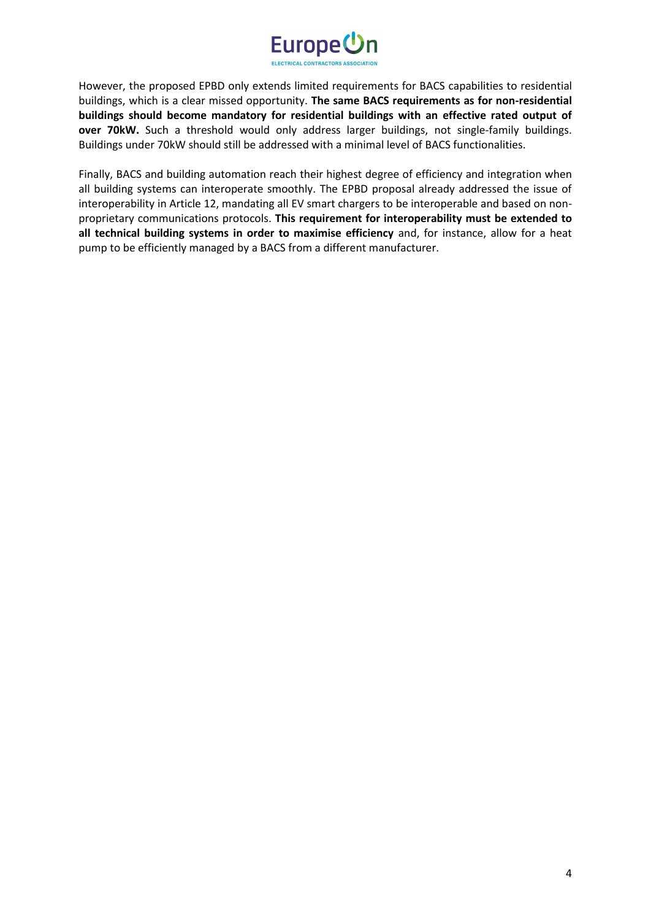However, the proposed EPBD only extends limited requirements for BACS capabilities to residential buildings, which is a clear missed opportunity. **The same BACS requirements as for non-residential buildings should become mandatory for residential buildings with an effective rated output of over 70kW.** Such a threshold would only address larger buildings, not single-family buildings. Buildings under 70kW should still be addressed with a minimal level of BACS functionalities.

Finally, BACS and building automation reach their highest degree of efficiency and integration when all building systems can interoperate smoothly. The EPBD proposal already addressed the issue of interoperability in Article 12, mandating all EV smart chargers to be interoperable and based on non-proprietary communications protocols. **This requirement for interoperability must be extended to all technical building systems in order to maximise efficiency** and, for instance, allow for a heat pump to be efficiently managed by a BACS from a different manufacturer.